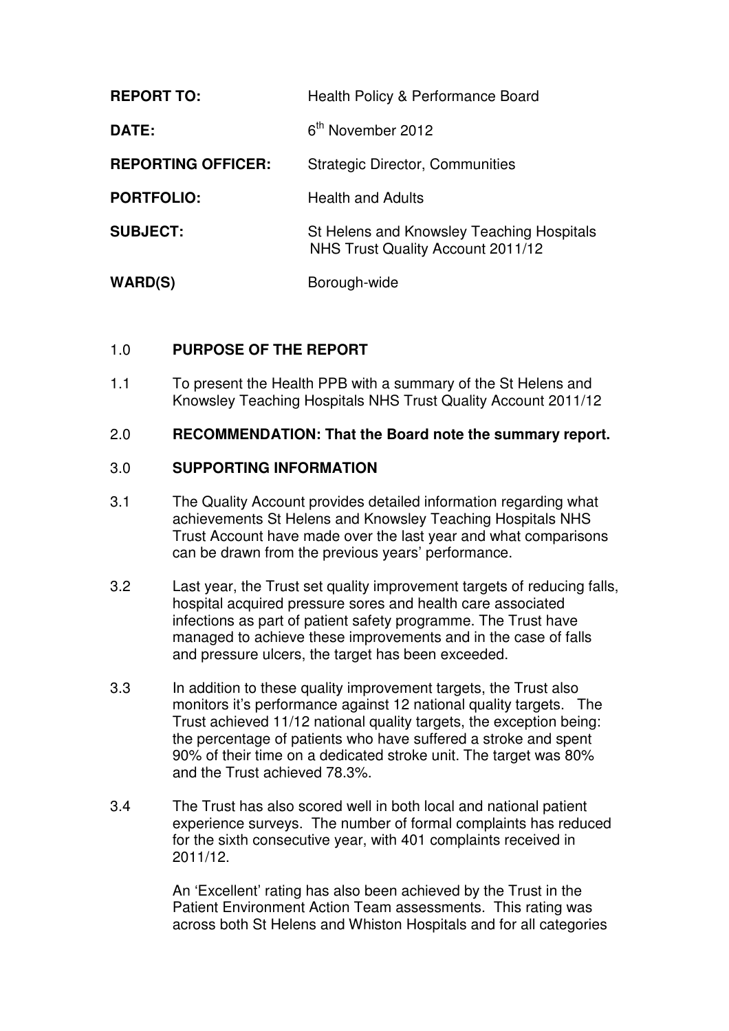| | |
|---|---|
| **REPORT TO:** | Health Policy & Performance Board |
| **DATE:** | 6th November 2012 |
| **REPORTING OFFICER:** | Strategic Director, Communities |
| **PORTFOLIO:** | Health and Adults |
| **SUBJECT:** | St Helens and Knowsley Teaching Hospitals NHS Trust Quality Account 2011/12 |
| **WARD(S)** | Borough-wide |

1.0 **PURPOSE OF THE REPORT**

1.1 To present the Health PPB with a summary of the St Helens and Knowsley Teaching Hospitals NHS Trust Quality Account 2011/12

2.0 **RECOMMENDATION: That the Board note the summary report.**

3.0 **SUPPORTING INFORMATION**

3.1 The Quality Account provides detailed information regarding what achievements St Helens and Knowsley Teaching Hospitals NHS Trust Account have made over the last year and what comparisons can be drawn from the previous years' performance.

3.2 Last year, the Trust set quality improvement targets of reducing falls, hospital acquired pressure sores and health care associated infections as part of patient safety programme. The Trust have managed to achieve these improvements and in the case of falls and pressure ulcers, the target has been exceeded.

3.3 In addition to these quality improvement targets, the Trust also monitors it's performance against 12 national quality targets. The Trust achieved 11/12 national quality targets, the exception being: the percentage of patients who have suffered a stroke and spent 90% of their time on a dedicated stroke unit. The target was 80% and the Trust achieved 78.3%.

3.4 The Trust has also scored well in both local and national patient experience surveys. The number of formal complaints has reduced for the sixth consecutive year, with 401 complaints received in 2011/12.

An 'Excellent' rating has also been achieved by the Trust in the Patient Environment Action Team assessments. This rating was across both St Helens and Whiston Hospitals and for all categories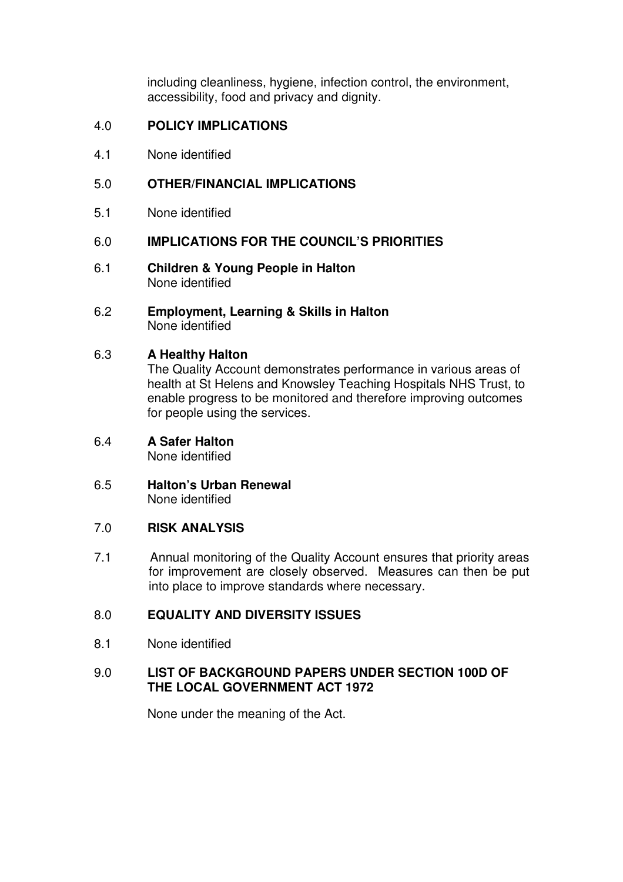including cleanliness, hygiene, infection control, the environment, accessibility, food and privacy and dignity.

## 4.0 POLICY IMPLICATIONS

4.1 None identified

## 5.0 OTHER/FINANCIAL IMPLICATIONS

5.1 None identified

## 6.0 IMPLICATIONS FOR THE COUNCIL'S PRIORITIES

6.1 **Children & Young People in Halton**
None identified

6.2 **Employment, Learning & Skills in Halton**
None identified

6.3 **A Healthy Halton**
The Quality Account demonstrates performance in various areas of health at St Helens and Knowsley Teaching Hospitals NHS Trust, to enable progress to be monitored and therefore improving outcomes for people using the services.

6.4 **A Safer Halton**
None identified

6.5 **Halton's Urban Renewal**
None identified

## 7.0 RISK ANALYSIS

7.1 Annual monitoring of the Quality Account ensures that priority areas for improvement are closely observed. Measures can then be put into place to improve standards where necessary.

## 8.0 EQUALITY AND DIVERSITY ISSUES

8.1 None identified

## 9.0 LIST OF BACKGROUND PAPERS UNDER SECTION 100D OF THE LOCAL GOVERNMENT ACT 1972

None under the meaning of the Act.